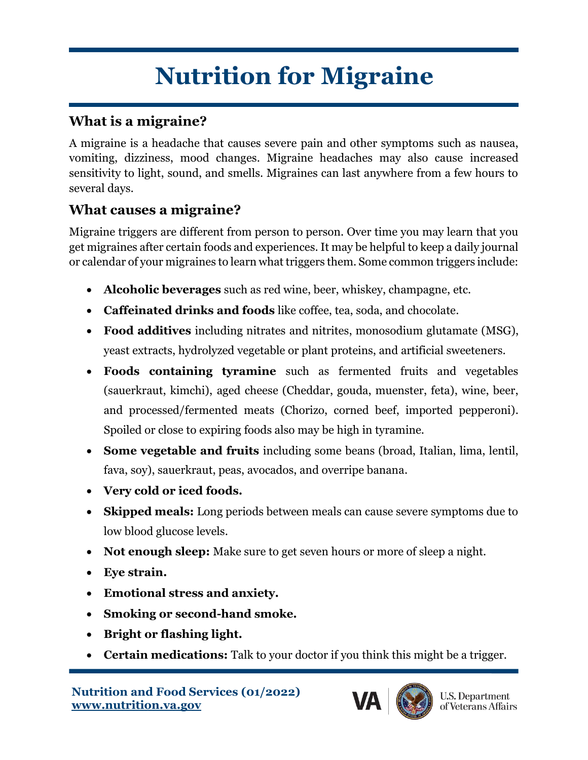# Nutrition for Migraine

## What is a migraine?

A migraine is a headache that causes severe pain and other symptoms such as nausea, vomiting, dizziness, mood changes. Migraine headaches may also cause increased sensitivity to light, sound, and smells. Migraines can last anywhere from a few hours to several days.

## What causes a migraine?

Migraine triggers are different from person to person. Over time you may learn that you get migraines after certain foods and experiences. It may be helpful to keep a daily journal or calendar of your migraines to learn what triggers them. Some common triggers include:

- **Alcoholic beverages** such as red wine, beer, whiskey, champagne, etc.
- **Caffeinated drinks and foods** like coffee, tea, soda, and chocolate.
- **Food additives** including nitrates and nitrites, monosodium glutamate (MSG), yeast extracts, hydrolyzed vegetable or plant proteins, and artificial sweeteners.
- **Foods containing tyramine** such as fermented fruits and vegetables (sauerkraut, kimchi), aged cheese (Cheddar, gouda, muenster, feta), wine, beer, and processed/fermented meats (Chorizo, corned beef, imported pepperoni). Spoiled or close to expiring foods also may be high in tyramine.
- **Some vegetable and fruits** including some beans (broad, Italian, lima, lentil, fava, soy), sauerkraut, peas, avocados, and overripe banana.
- **Very cold or iced foods.**
- **Skipped meals:** Long periods between meals can cause severe symptoms due to low blood glucose levels.
- **Not enough sleep:** Make sure to get seven hours or more of sleep a night.
- **Eye strain.**
- **Emotional stress and anxiety.**
- **Smoking or second-hand smoke.**
- **Bright or flashing light.**
- **Certain medications:** Talk to your doctor if you think this might be a trigger.

**Nutrition and Food Services (01/2022)**
**www.nutrition.va.gov**

U.S. Department of Veterans Affairs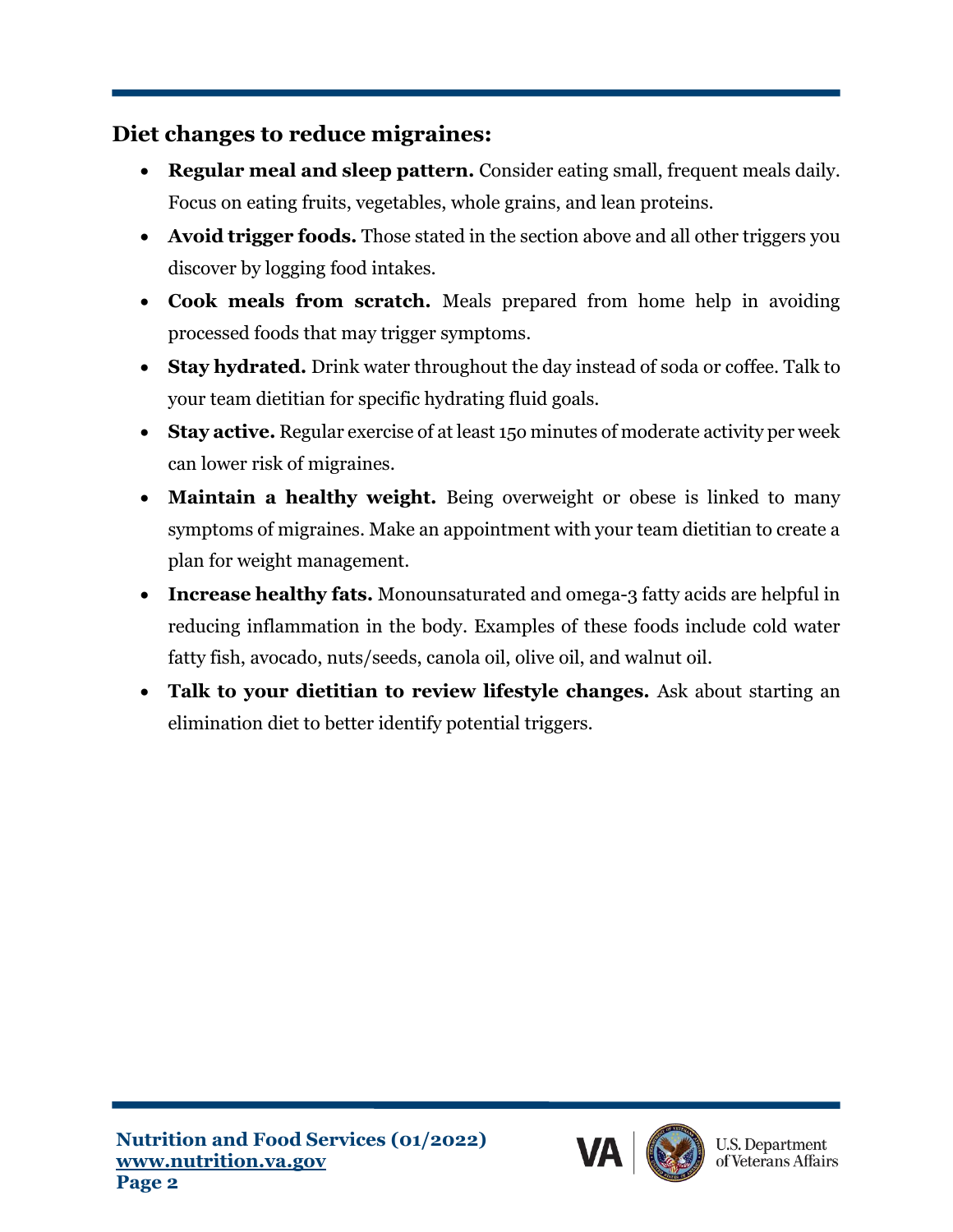## Diet changes to reduce migraines:

- **Regular meal and sleep pattern.** Consider eating small, frequent meals daily. Focus on eating fruits, vegetables, whole grains, and lean proteins.
- **Avoid trigger foods.** Those stated in the section above and all other triggers you discover by logging food intakes.
- **Cook meals from scratch.** Meals prepared from home help in avoiding processed foods that may trigger symptoms.
- **Stay hydrated.** Drink water throughout the day instead of soda or coffee. Talk to your team dietitian for specific hydrating fluid goals.
- **Stay active.** Regular exercise of at least 150 minutes of moderate activity per week can lower risk of migraines.
- **Maintain a healthy weight.** Being overweight or obese is linked to many symptoms of migraines. Make an appointment with your team dietitian to create a plan for weight management.
- **Increase healthy fats.** Monounsaturated and omega-3 fatty acids are helpful in reducing inflammation in the body. Examples of these foods include cold water fatty fish, avocado, nuts/seeds, canola oil, olive oil, and walnut oil.
- **Talk to your dietitian to review lifestyle changes.** Ask about starting an elimination diet to better identify potential triggers.

**Nutrition and Food Services (01/2022)**
**www.nutrition.va.gov**

VA | U.S. Department of Veterans Affairs